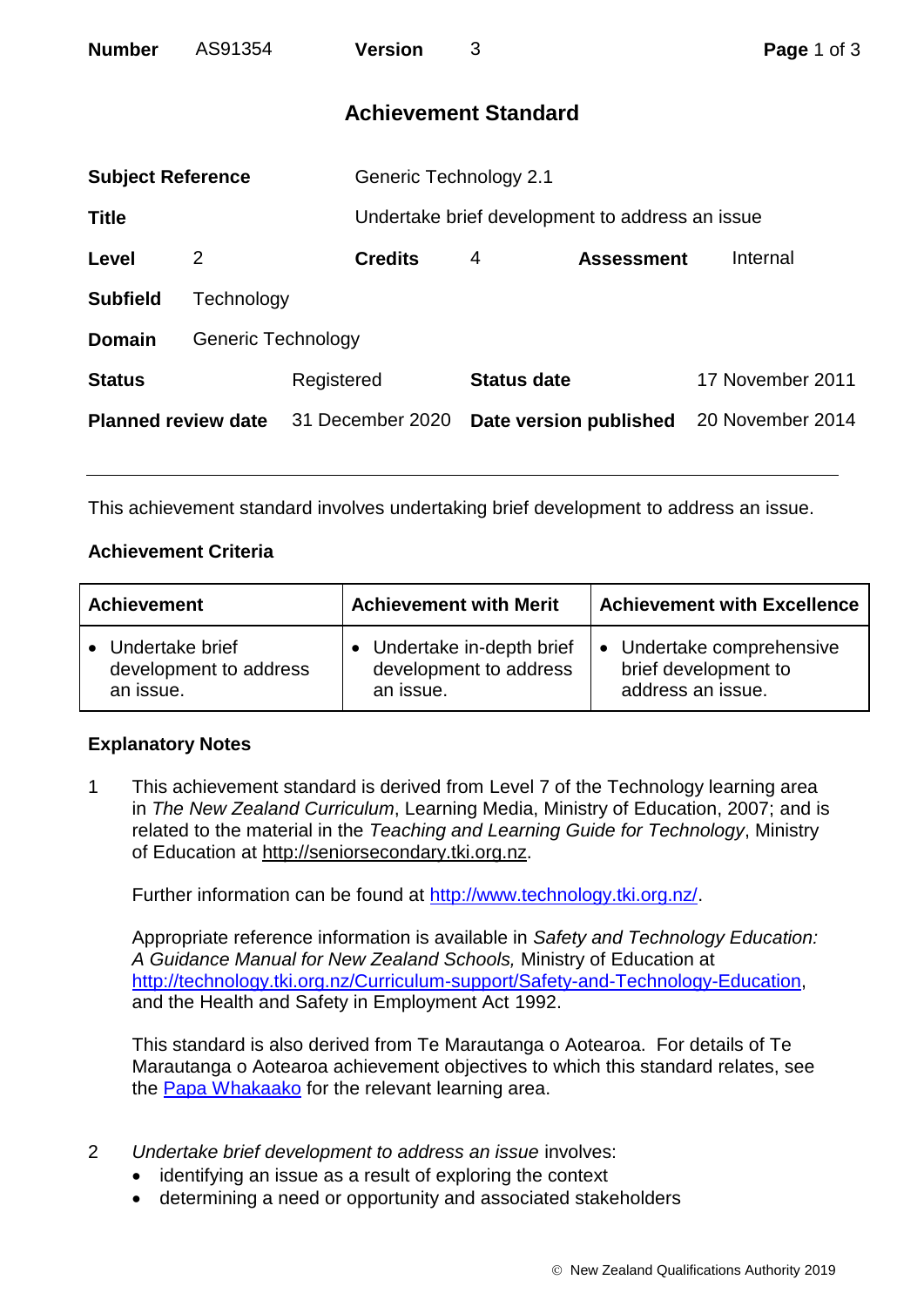| **Number** | AS91354 | **Version** | 3 |
|---|---|---|---|

# Achievement Standard

| | | | |
|---|---|---|---|
| **Subject Reference** | Generic Technology 2.1 | | |
| **Title** | Undertake brief development to address an issue | | |
| **Level** | 2 | **Credits** 4 | **Assessment** Internal |
| **Subfield** | Technology | | |
| **Domain** | Generic Technology | | |
| **Status** | Registered | **Status date** | 17 November 2011 |
| **Planned review date** | 31 December 2020 | **Date version published** | 20 November 2014 |

This achievement standard involves undertaking brief development to address an issue.

## Achievement Criteria

| Achievement | Achievement with Merit | Achievement with Excellence |
|---|---|---|
| • Undertake brief development to address an issue. | • Undertake in-depth brief development to address an issue. | • Undertake comprehensive brief development to address an issue. |

## Explanatory Notes

1 This achievement standard is derived from Level 7 of the Technology learning area in *The New Zealand Curriculum*, Learning Media, Ministry of Education, 2007; and is related to the material in the *Teaching and Learning Guide for Technology*, Ministry of Education at http://seniorsecondary.tki.org.nz.

Further information can be found at http://www.technology.tki.org.nz/.

Appropriate reference information is available in *Safety and Technology Education: A Guidance Manual for New Zealand Schools,* Ministry of Education at http://technology.tki.org.nz/Curriculum-support/Safety-and-Technology-Education, and the Health and Safety in Employment Act 1992.

This standard is also derived from Te Marautanga o Aotearoa. For details of Te Marautanga o Aotearoa achievement objectives to which this standard relates, see the Papa Whakaako for the relevant learning area.

2 *Undertake brief development to address an issue* involves:
- identifying an issue as a result of exploring the context
- determining a need or opportunity and associated stakeholders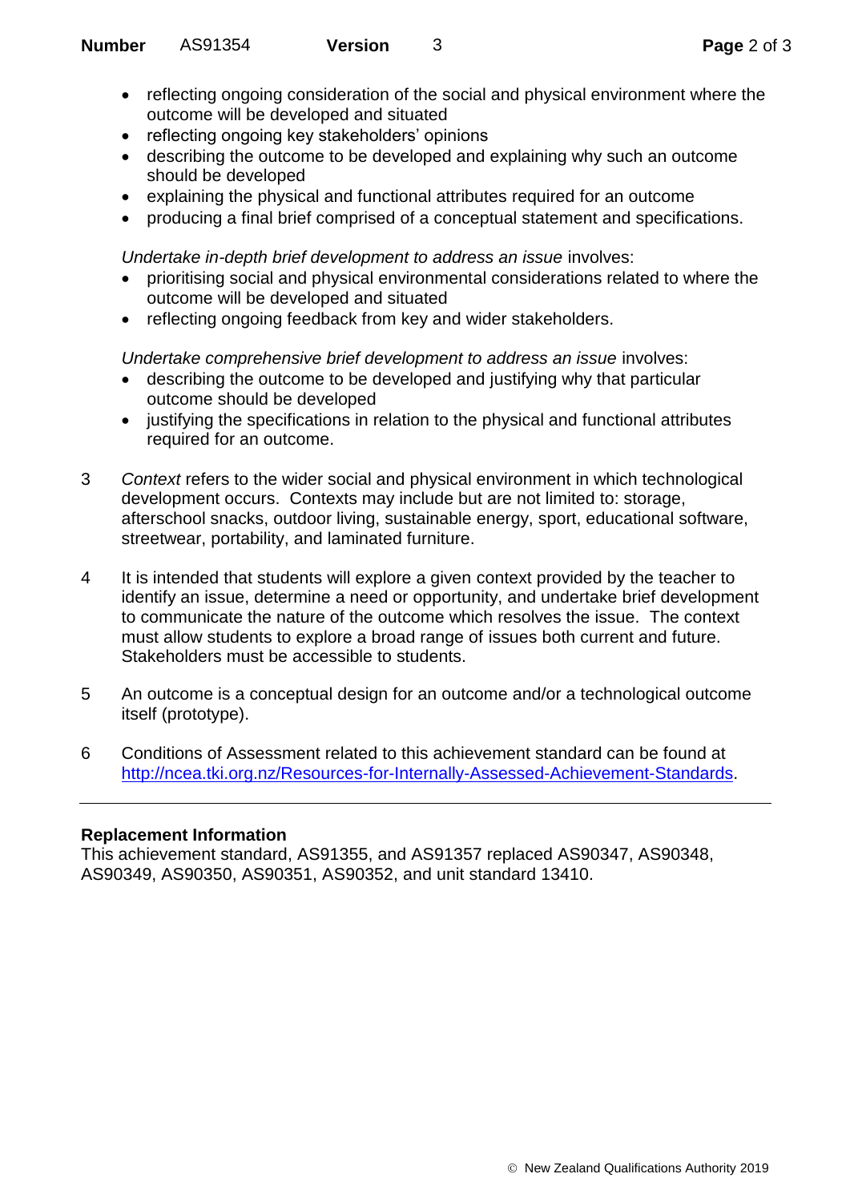- reflecting ongoing consideration of the social and physical environment where the outcome will be developed and situated
- reflecting ongoing key stakeholders' opinions
- describing the outcome to be developed and explaining why such an outcome should be developed
- explaining the physical and functional attributes required for an outcome
- producing a final brief comprised of a conceptual statement and specifications.

*Undertake in-depth brief development to address an issue* involves:

- prioritising social and physical environmental considerations related to where the outcome will be developed and situated
- reflecting ongoing feedback from key and wider stakeholders.

*Undertake comprehensive brief development to address an issue* involves:

- describing the outcome to be developed and justifying why that particular outcome should be developed
- justifying the specifications in relation to the physical and functional attributes required for an outcome.

3. *Context* refers to the wider social and physical environment in which technological development occurs. Contexts may include but are not limited to: storage, afterschool snacks, outdoor living, sustainable energy, sport, educational software, streetwear, portability, and laminated furniture.

4. It is intended that students will explore a given context provided by the teacher to identify an issue, determine a need or opportunity, and undertake brief development to communicate the nature of the outcome which resolves the issue. The context must allow students to explore a broad range of issues both current and future. Stakeholders must be accessible to students.

5. An outcome is a conceptual design for an outcome and/or a technological outcome itself (prototype).

6. Conditions of Assessment related to this achievement standard can be found at http://ncea.tki.org.nz/Resources-for-Internally-Assessed-Achievement-Standards.

---

**Replacement Information**

This achievement standard, AS91355, and AS91357 replaced AS90347, AS90348, AS90349, AS90350, AS90351, AS90352, and unit standard 13410.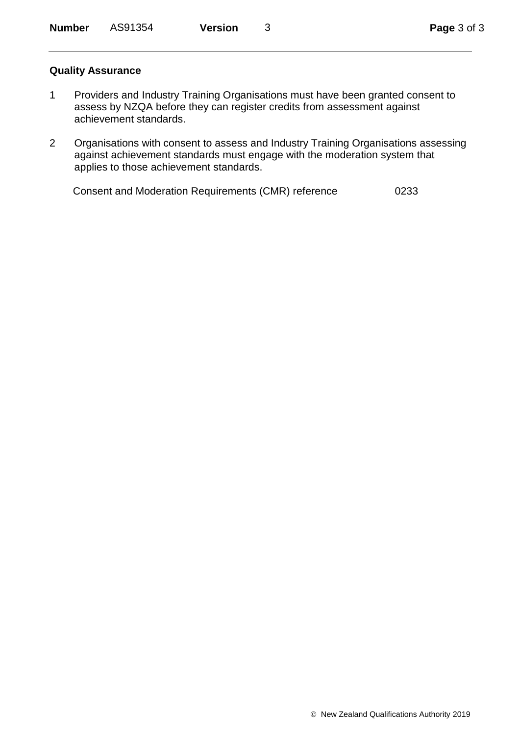**Quality Assurance**

1. Providers and Industry Training Organisations must have been granted consent to assess by NZQA before they can register credits from assessment against achievement standards.

2. Organisations with consent to assess and Industry Training Organisations assessing against achievement standards must engage with the moderation system that applies to those achievement standards.

| | |
|---|---|
| Consent and Moderation Requirements (CMR) reference | 0233 |

© New Zealand Qualifications Authority 2019